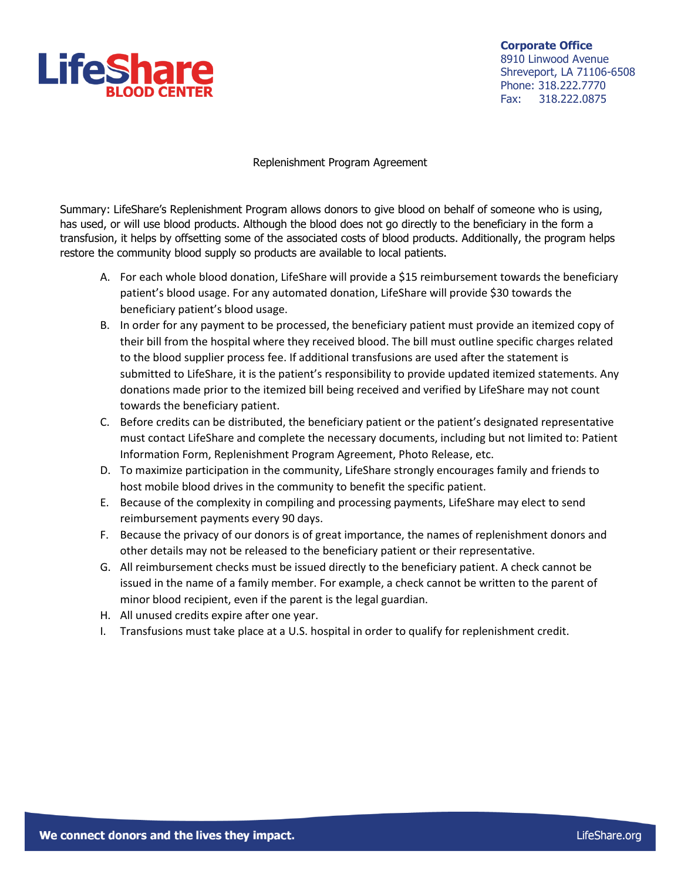LifeShare BLOOD CENTER

**Corporate Office**
8910 Linwood Avenue
Shreveport, LA 71106-6508
Phone: 318.222.7770
Fax: 318.222.0875

# Replenishment Program Agreement

Summary: LifeShare's Replenishment Program allows donors to give blood on behalf of someone who is using, has used, or will use blood products. Although the blood does not go directly to the beneficiary in the form a transfusion, it helps by offsetting some of the associated costs of blood products. Additionally, the program helps restore the community blood supply so products are available to local patients.

A. For each whole blood donation, LifeShare will provide a $15 reimbursement towards the beneficiary patient's blood usage. For any automated donation, LifeShare will provide $30 towards the beneficiary patient's blood usage.
B. In order for any payment to be processed, the beneficiary patient must provide an itemized copy of their bill from the hospital where they received blood. The bill must outline specific charges related to the blood supplier process fee. If additional transfusions are used after the statement is submitted to LifeShare, it is the patient's responsibility to provide updated itemized statements. Any donations made prior to the itemized bill being received and verified by LifeShare may not count towards the beneficiary patient.
C. Before credits can be distributed, the beneficiary patient or the patient's designated representative must contact LifeShare and complete the necessary documents, including but not limited to: Patient Information Form, Replenishment Program Agreement, Photo Release, etc.
D. To maximize participation in the community, LifeShare strongly encourages family and friends to host mobile blood drives in the community to benefit the specific patient.
E. Because of the complexity in compiling and processing payments, LifeShare may elect to send reimbursement payments every 90 days.
F. Because the privacy of our donors is of great importance, the names of replenishment donors and other details may not be released to the beneficiary patient or their representative.
G. All reimbursement checks must be issued directly to the beneficiary patient. A check cannot be issued in the name of a family member. For example, a check cannot be written to the parent of minor blood recipient, even if the parent is the legal guardian.
H. All unused credits expire after one year.
I. Transfusions must take place at a U.S. hospital in order to qualify for replenishment credit.

**We connect donors and the lives they impact.** LifeShare.org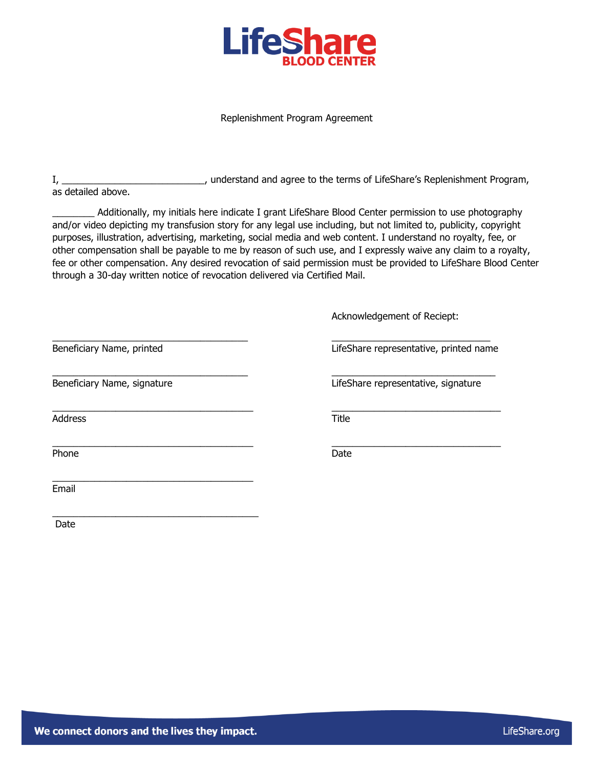LifeShare
BLOOD CENTER

Replenishment Program Agreement

I, ___________________________, understand and agree to the terms of LifeShare's Replenishment Program, as detailed above.

________ Additionally, my initials here indicate I grant LifeShare Blood Center permission to use photography and/or video depicting my transfusion story for any legal use including, but not limited to, publicity, copyright purposes, illustration, advertising, marketing, social media and web content. I understand no royalty, fee, or other compensation shall be payable to me by reason of such use, and I expressly waive any claim to a royalty, fee or other compensation. Any desired revocation of said permission must be provided to LifeShare Blood Center through a 30-day written notice of revocation delivered via Certified Mail.

_____________________________________
Beneficiary Name, printed

_____________________________________
Beneficiary Name, signature

_____________________________________
Address

_____________________________________
Phone

_____________________________________
Email

_____________________________________
Date

Acknowledgement of Reciept:

_____________________________________
LifeShare representative, printed name

_____________________________________
LifeShare representative, signature

_____________________________________
Title

_____________________________________
Date

We connect donors and the lives they impact.

LifeShare.org